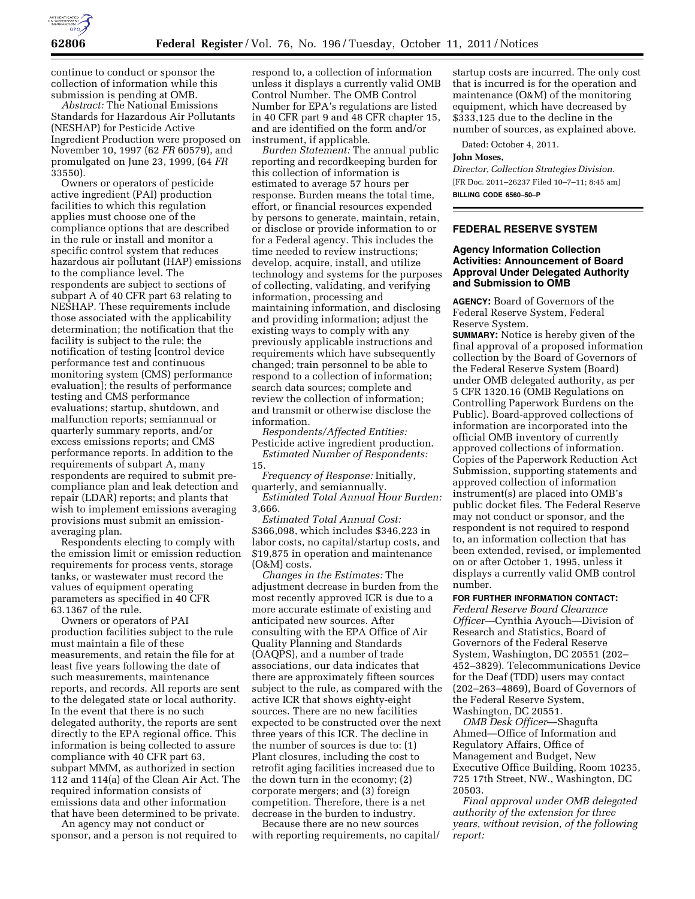continue to conduct or sponsor the collection of information while this submission is pending at OMB.

*Abstract:* The National Emissions Standards for Hazardous Air Pollutants (NESHAP) for Pesticide Active Ingredient Production were proposed on November 10, 1997 (62 *FR* 60579), and promulgated on June 23, 1999, (64 *FR* 33550).

Owners or operators of pesticide active ingredient (PAI) production facilities to which this regulation applies must choose one of the compliance options that are described in the rule or install and monitor a specific control system that reduces hazardous air pollutant (HAP) emissions to the compliance level. The respondents are subject to sections of subpart A of 40 CFR part 63 relating to NESHAP. These requirements include those associated with the applicability determination; the notification that the facility is subject to the rule; the notification of testing [control device performance test and continuous monitoring system (CMS) performance evaluation]; the results of performance testing and CMS performance evaluations; startup, shutdown, and malfunction reports; semiannual or quarterly summary reports, and/or excess emissions reports; and CMS performance reports. In addition to the requirements of subpart A, many respondents are required to submit pre-compliance plan and leak detection and repair (LDAR) reports; and plants that wish to implement emissions averaging provisions must submit an emission-averaging plan.

Respondents electing to comply with the emission limit or emission reduction requirements for process vents, storage tanks, or wastewater must record the values of equipment operating parameters as specified in 40 CFR 63.1367 of the rule.

Owners or operators of PAI production facilities subject to the rule must maintain a file of these measurements, and retain the file for at least five years following the date of such measurements, maintenance reports, and records. All reports are sent to the delegated state or local authority. In the event that there is no such delegated authority, the reports are sent directly to the EPA regional office. This information is being collected to assure compliance with 40 CFR part 63, subpart MMM, as authorized in section 112 and 114(a) of the Clean Air Act. The required information consists of emissions data and other information that have been determined to be private.

An agency may not conduct or sponsor, and a person is not required to respond to, a collection of information unless it displays a currently valid OMB Control Number. The OMB Control Number for EPA's regulations are listed in 40 CFR part 9 and 48 CFR chapter 15, and are identified on the form and/or instrument, if applicable.

*Burden Statement:* The annual public reporting and recordkeeping burden for this collection of information is estimated to average 57 hours per response. Burden means the total time, effort, or financial resources expended by persons to generate, maintain, retain, or disclose or provide information to or for a Federal agency. This includes the time needed to review instructions; develop, acquire, install, and utilize technology and systems for the purposes of collecting, validating, and verifying information, processing and maintaining information, and disclosing and providing information; adjust the existing ways to comply with any previously applicable instructions and requirements which have subsequently changed; train personnel to be able to respond to a collection of information; search data sources; complete and review the collection of information; and transmit or otherwise disclose the information.

*Respondents/Affected Entities:* Pesticide active ingredient production.

*Estimated Number of Respondents:* 15.

*Frequency of Response:* Initially, quarterly, and semiannually.

*Estimated Total Annual Hour Burden:* 3,666.

*Estimated Total Annual Cost:* $366,098, which includes $346,223 in labor costs, no capital/startup costs, and $19,875 in operation and maintenance (O&M) costs.

*Changes in the Estimates:* The adjustment decrease in burden from the most recently approved ICR is due to a more accurate estimate of existing and anticipated new sources. After consulting with the EPA Office of Air Quality Planning and Standards (OAQPS), and a number of trade associations, our data indicates that there are approximately fifteen sources subject to the rule, as compared with the active ICR that shows eighty-eight sources. There are no new facilities expected to be constructed over the next three years of this ICR. The decline in the number of sources is due to: (1) Plant closures, including the cost to retrofit aging facilities increased due to the down turn in the economy; (2) corporate mergers; and (3) foreign competition. Therefore, there is a net decrease in the burden to industry.

Because there are no new sources with reporting requirements, no capital/startup costs are incurred. The only cost that is incurred is for the operation and maintenance (O&M) of the monitoring equipment, which have decreased by $333,125 due to the decline in the number of sources, as explained above.

Dated: October 4, 2011.

**John Moses,**

*Director, Collection Strategies Division.*

[FR Doc. 2011–26237 Filed 10–7–11; 8:45 am]

**BILLING CODE 6560–50–P**

## FEDERAL RESERVE SYSTEM

### Agency Information Collection Activities: Announcement of Board Approval Under Delegated Authority and Submission to OMB

**AGENCY:** Board of Governors of the Federal Reserve System, Federal Reserve System.

**SUMMARY:** Notice is hereby given of the final approval of a proposed information collection by the Board of Governors of the Federal Reserve System (Board) under OMB delegated authority, as per 5 CFR 1320.16 (OMB Regulations on Controlling Paperwork Burdens on the Public). Board-approved collections of information are incorporated into the official OMB inventory of currently approved collections of information. Copies of the Paperwork Reduction Act Submission, supporting statements and approved collection of information instrument(s) are placed into OMB's public docket files. The Federal Reserve may not conduct or sponsor, and the respondent is not required to respond to, an information collection that has been extended, revised, or implemented on or after October 1, 1995, unless it displays a currently valid OMB control number.

**FOR FURTHER INFORMATION CONTACT:**

*Federal Reserve Board Clearance Officer*—Cynthia Ayouch—Division of Research and Statistics, Board of Governors of the Federal Reserve System, Washington, DC 20551 (202–452–3829). Telecommunications Device for the Deaf (TDD) users may contact (202–263–4869), Board of Governors of the Federal Reserve System, Washington, DC 20551.

*OMB Desk Officer*—Shagufta Ahmed—Office of Information and Regulatory Affairs, Office of Management and Budget, New Executive Office Building, Room 10235, 725 17th Street, NW., Washington, DC 20503.

*Final approval under OMB delegated authority of the extension for three years, without revision, of the following report:*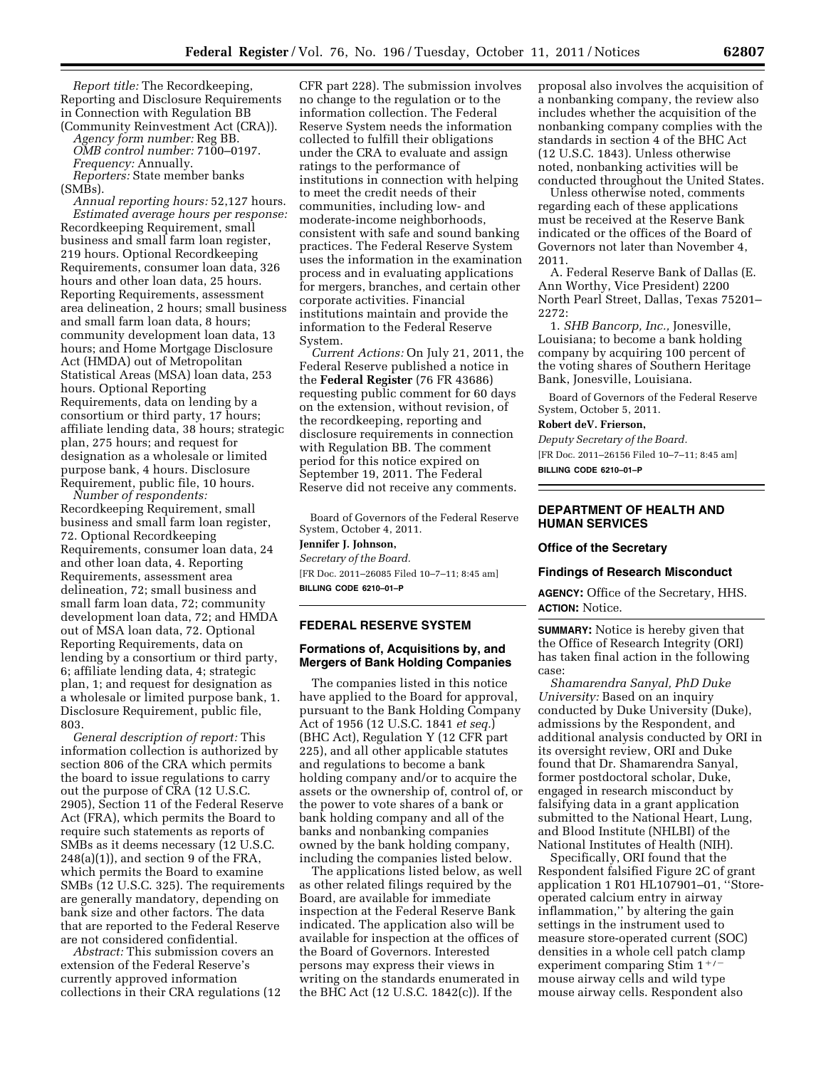*Report title:* The Recordkeeping, Reporting and Disclosure Requirements in Connection with Regulation BB (Community Reinvestment Act (CRA)).

*Agency form number:* Reg BB.

*OMB control number:* 7100–0197.

*Frequency:* Annually.

*Reporters:* State member banks (SMBs).

*Annual reporting hours:* 52,127 hours.

*Estimated average hours per response:* Recordkeeping Requirement, small business and small farm loan register, 219 hours. Optional Recordkeeping Requirements, consumer loan data, 326 hours and other loan data, 25 hours. Reporting Requirements, assessment area delineation, 2 hours; small business and small farm loan data, 8 hours; community development loan data, 13 hours; and Home Mortgage Disclosure Act (HMDA) out of Metropolitan Statistical Areas (MSA) loan data, 253 hours. Optional Reporting Requirements, data on lending by a consortium or third party, 17 hours; affiliate lending data, 38 hours; strategic plan, 275 hours; and request for designation as a wholesale or limited purpose bank, 4 hours. Disclosure Requirement, public file, 10 hours.

*Number of respondents:* Recordkeeping Requirement, small business and small farm loan register, 72. Optional Recordkeeping Requirements, consumer loan data, 24 and other loan data, 4. Reporting Requirements, assessment area delineation, 72; small business and small farm loan data, 72; community development loan data, 72; and HMDA out of MSA loan data, 72. Optional Reporting Requirements, data on lending by a consortium or third party, 6; affiliate lending data, 4; strategic plan, 1; and request for designation as a wholesale or limited purpose bank, 1. Disclosure Requirement, public file, 803.

*General description of report:* This information collection is authorized by section 806 of the CRA which permits the board to issue regulations to carry out the purpose of CRA (12 U.S.C. 2905), Section 11 of the Federal Reserve Act (FRA), which permits the Board to require such statements as reports of SMBs as it deems necessary (12 U.S.C. 248(a)(1)), and section 9 of the FRA, which permits the Board to examine SMBs (12 U.S.C. 325). The requirements are generally mandatory, depending on bank size and other factors. The data that are reported to the Federal Reserve are not considered confidential.

*Abstract:* This submission covers an extension of the Federal Reserve's currently approved information collections in their CRA regulations (12 CFR part 228). The submission involves no change to the regulation or to the information collection. The Federal Reserve System needs the information collected to fulfill their obligations under the CRA to evaluate and assign ratings to the performance of institutions in connection with helping to meet the credit needs of their communities, including low- and moderate-income neighborhoods, consistent with safe and sound banking practices. The Federal Reserve System uses the information in the examination process and in evaluating applications for mergers, branches, and certain other corporate activities. Financial institutions maintain and provide the information to the Federal Reserve System.

*Current Actions:* On July 21, 2011, the Federal Reserve published a notice in the **Federal Register** (76 FR 43686) requesting public comment for 60 days on the extension, without revision, of the recordkeeping, reporting and disclosure requirements in connection with Regulation BB. The comment period for this notice expired on September 19, 2011. The Federal Reserve did not receive any comments.

Board of Governors of the Federal Reserve System, October 4, 2011.

**Jennifer J. Johnson,**

*Secretary of the Board.*

[FR Doc. 2011–26085 Filed 10–7–11; 8:45 am]

**BILLING CODE 6210–01–P**

## FEDERAL RESERVE SYSTEM

### Formations of, Acquisitions by, and Mergers of Bank Holding Companies

The companies listed in this notice have applied to the Board for approval, pursuant to the Bank Holding Company Act of 1956 (12 U.S.C. 1841 *et seq.*) (BHC Act), Regulation Y (12 CFR part 225), and all other applicable statutes and regulations to become a bank holding company and/or to acquire the assets or the ownership of, control of, or the power to vote shares of a bank or bank holding company and all of the banks and nonbanking companies owned by the bank holding company, including the companies listed below.

The applications listed below, as well as other related filings required by the Board, are available for immediate inspection at the Federal Reserve Bank indicated. The application also will be available for inspection at the offices of the Board of Governors. Interested persons may express their views in writing on the standards enumerated in the BHC Act (12 U.S.C. 1842(c)). If the proposal also involves the acquisition of a nonbanking company, the review also includes whether the acquisition of the nonbanking company complies with the standards in section 4 of the BHC Act (12 U.S.C. 1843). Unless otherwise noted, nonbanking activities will be conducted throughout the United States.

Unless otherwise noted, comments regarding each of these applications must be received at the Reserve Bank indicated or the offices of the Board of Governors not later than November 4, 2011.

A. Federal Reserve Bank of Dallas (E. Ann Worthy, Vice President) 2200 North Pearl Street, Dallas, Texas 75201–2272:

1. *SHB Bancorp, Inc.,* Jonesville, Louisiana; to become a bank holding company by acquiring 100 percent of the voting shares of Southern Heritage Bank, Jonesville, Louisiana.

Board of Governors of the Federal Reserve System, October 5, 2011.

**Robert deV. Frierson,**

*Deputy Secretary of the Board.*

[FR Doc. 2011–26156 Filed 10–7–11; 8:45 am]

**BILLING CODE 6210–01–P**

## DEPARTMENT OF HEALTH AND HUMAN SERVICES

### Office of the Secretary

### Findings of Research Misconduct

**AGENCY:** Office of the Secretary, HHS.

**ACTION:** Notice.

**SUMMARY:** Notice is hereby given that the Office of Research Integrity (ORI) has taken final action in the following case:

*Shamarendra Sanyal, PhD Duke University:* Based on an inquiry conducted by Duke University (Duke), admissions by the Respondent, and additional analysis conducted by ORI in its oversight review, ORI and Duke found that Dr. Shamarendra Sanyal, former postdoctoral scholar, Duke, engaged in research misconduct by falsifying data in a grant application submitted to the National Heart, Lung, and Blood Institute (NHLBI) of the National Institutes of Health (NIH).

Specifically, ORI found that the Respondent falsified Figure 2C of grant application 1 R01 HL107901–01, ''Store-operated calcium entry in airway inflammation,'' by altering the gain settings in the instrument used to measure store-operated current (SOC) densities in a whole cell patch clamp experiment comparing Stim $1^{+/-}$ mouse airway cells and wild type mouse airway cells. Respondent also